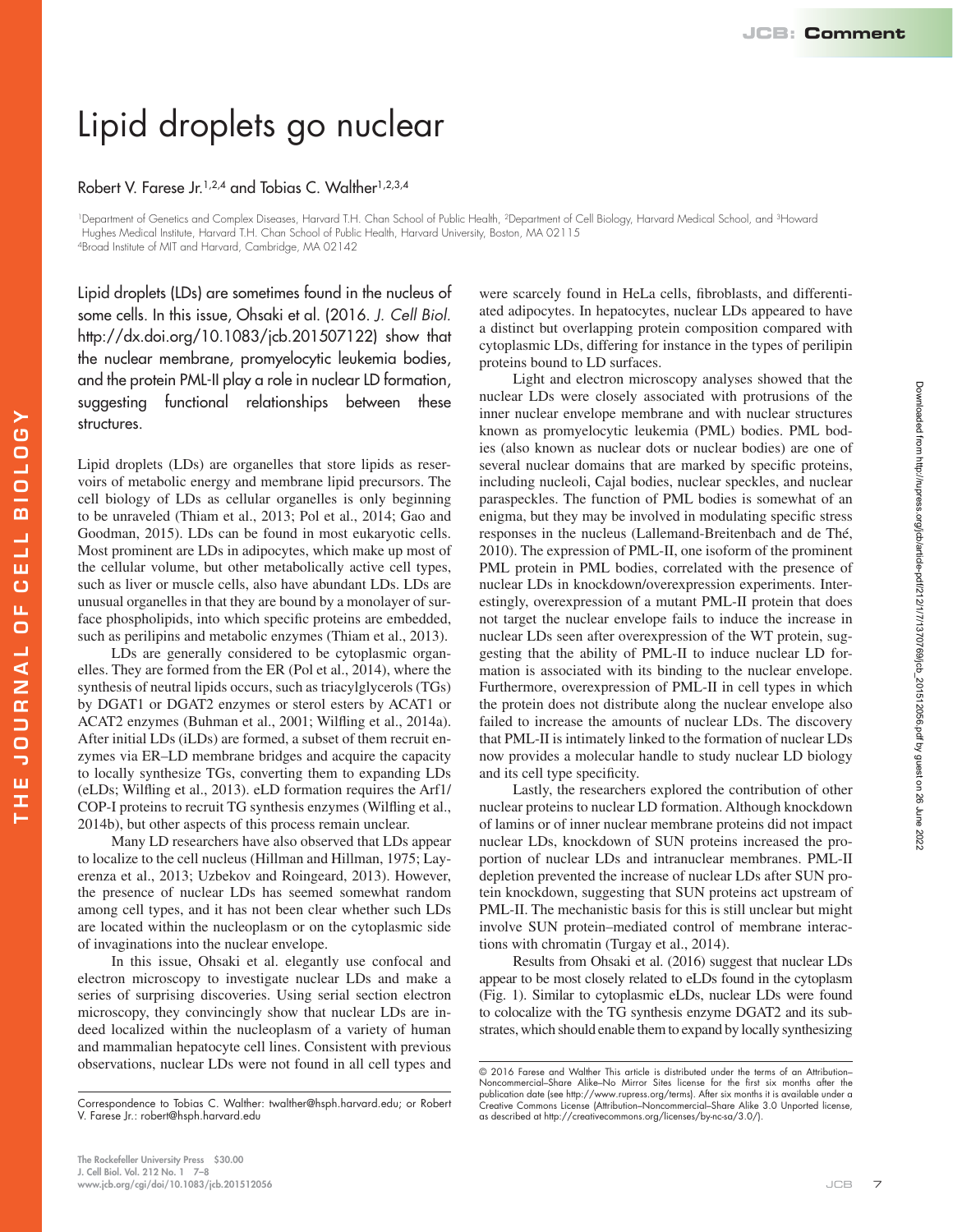# Lipid droplets go nuclear

Robert V. Farese Jr.[1,2,4] and Tobias C. Walther[1,2,3,4]

[1]Department of Genetics and Complex Diseases, Harvard T.H. Chan School of Public Health, [2]Department of Cell Biology, Harvard Medical School, and [3]Howard Hughes Medical Institute, Harvard T.H. Chan School of Public Health, Harvard University, Boston, MA 02115
[4]Broad Institute of MIT and Harvard, Cambridge, MA 02142

Lipid droplets (LDs) are sometimes found in the nucleus of some cells. In this issue, Ohsaki et al. (2016. *J. Cell Biol.* http://dx.doi.org/10.1083/jcb.201507122) show that the nuclear membrane, promyelocytic leukemia bodies, and the protein PML-II play a role in nuclear LD formation, suggesting functional relationships between these structures.

Lipid droplets (LDs) are organelles that store lipids as reservoirs of metabolic energy and membrane lipid precursors. The cell biology of LDs as cellular organelles is only beginning to be unraveled (Thiam et al., 2013; Pol et al., 2014; Gao and Goodman, 2015). LDs can be found in most eukaryotic cells. Most prominent are LDs in adipocytes, which make up most of the cellular volume, but other metabolically active cell types, such as liver or muscle cells, also have abundant LDs. LDs are unusual organelles in that they are bound by a monolayer of surface phospholipids, into which specific proteins are embedded, such as perilipins and metabolic enzymes (Thiam et al., 2013).

LDs are generally considered to be cytoplasmic organelles. They are formed from the ER (Pol et al., 2014), where the synthesis of neutral lipids occurs, such as triacylglycerols (TGs) by DGAT1 or DGAT2 enzymes or sterol esters by ACAT1 or ACAT2 enzymes (Buhman et al., 2001; Wilfling et al., 2014a). After initial LDs (iLDs) are formed, a subset of them recruit enzymes via ER–LD membrane bridges and acquire the capacity to locally synthesize TGs, converting them to expanding LDs (eLDs; Wilfling et al., 2013). eLD formation requires the Arf1/COP-I proteins to recruit TG synthesis enzymes (Wilfling et al., 2014b), but other aspects of this process remain unclear.

Many LD researchers have also observed that LDs appear to localize to the cell nucleus (Hillman and Hillman, 1975; Layerenza et al., 2013; Uzbekov and Roingeard, 2013). However, the presence of nuclear LDs has seemed somewhat random among cell types, and it has not been clear whether such LDs are located within the nucleoplasm or on the cytoplasmic side of invaginations into the nuclear envelope.

In this issue, Ohsaki et al. elegantly use confocal and electron microscopy to investigate nuclear LDs and make a series of surprising discoveries. Using serial section electron microscopy, they convincingly show that nuclear LDs are indeed localized within the nucleoplasm of a variety of human and mammalian hepatocyte cell lines. Consistent with previous observations, nuclear LDs were not found in all cell types and were scarcely found in HeLa cells, fibroblasts, and differentiated adipocytes. In hepatocytes, nuclear LDs appeared to have a distinct but overlapping protein composition compared with cytoplasmic LDs, differing for instance in the types of perilipin proteins bound to LD surfaces.

Light and electron microscopy analyses showed that the nuclear LDs were closely associated with protrusions of the inner nuclear envelope membrane and with nuclear structures known as promyelocytic leukemia (PML) bodies. PML bodies (also known as nuclear dots or nuclear bodies) are one of several nuclear domains that are marked by specific proteins, including nucleoli, Cajal bodies, nuclear speckles, and nuclear paraspeckles. The function of PML bodies is somewhat of an enigma, but they may be involved in modulating specific stress responses in the nucleus (Lallemand-Breitenbach and de Thé, 2010). The expression of PML-II, one isoform of the prominent PML protein in PML bodies, correlated with the presence of nuclear LDs in knockdown/overexpression experiments. Interestingly, overexpression of a mutant PML-II protein that does not target the nuclear envelope fails to induce the increase in nuclear LDs seen after overexpression of the WT protein, suggesting that the ability of PML-II to induce nuclear LD formation is associated with its binding to the nuclear envelope. Furthermore, overexpression of PML-II in cell types in which the protein does not distribute along the nuclear envelope also failed to increase the amounts of nuclear LDs. The discovery that PML-II is intimately linked to the formation of nuclear LDs now provides a molecular handle to study nuclear LD biology and its cell type specificity.

Lastly, the researchers explored the contribution of other nuclear proteins to nuclear LD formation. Although knockdown of lamins or of inner nuclear membrane proteins did not impact nuclear LDs, knockdown of SUN proteins increased the proportion of nuclear LDs and intranuclear membranes. PML-II depletion prevented the increase of nuclear LDs after SUN protein knockdown, suggesting that SUN proteins act upstream of PML-II. The mechanistic basis for this is still unclear but might involve SUN protein–mediated control of membrane interactions with chromatin (Turgay et al., 2014).

Results from Ohsaki et al. (2016) suggest that nuclear LDs appear to be most closely related to eLDs found in the cytoplasm (Fig. 1). Similar to cytoplasmic eLDs, nuclear LDs were found to colocalize with the TG synthesis enzyme DGAT2 and its substrates, which should enable them to expand by locally synthesizing

Correspondence to Tobias C. Walther: twalther@hsph.harvard.edu; or Robert V. Farese Jr.: robert@hsph.harvard.edu

© 2016 Farese and Walther This article is distributed under the terms of an Attribution–Noncommercial–Share Alike–No Mirror Sites license for the first six months after the publication date (see http://www.rupress.org/terms). After six months it is available under a Creative Commons License (Attribution–Noncommercial–Share Alike 3.0 Unported license, as described at http://creativecommons.org/licenses/by-nc-sa/3.0/).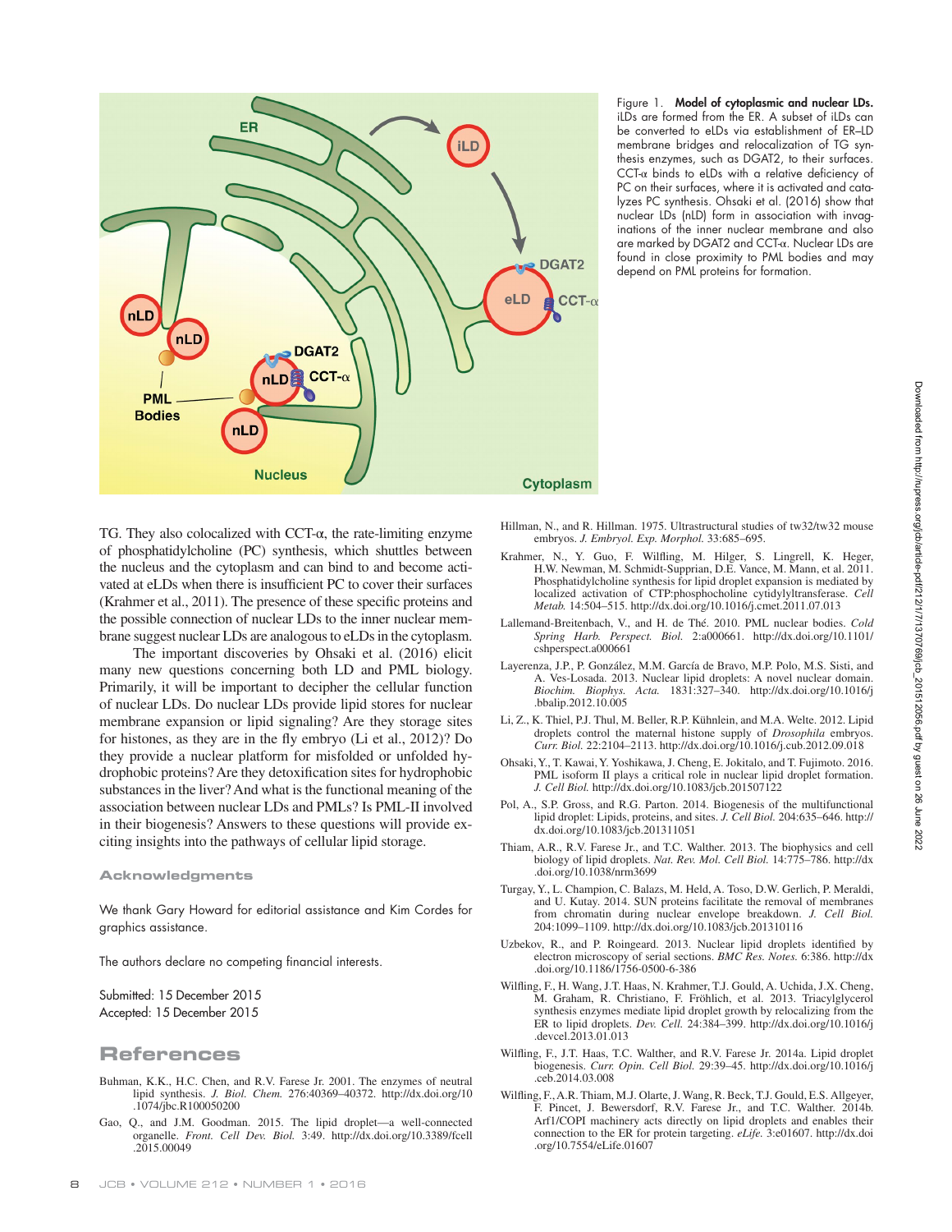ER

iLD

DGAT2

eLD

CCT-α

nLD

nLD

DGAT2

nLD

CCT-α

PML Bodies

nLD

Nucleus

Cytoplasm

Figure 1. **Model of cytoplasmic and nuclear LDs.** iLDs are formed from the ER. A subset of iLDs can be converted to eLDs via establishment of ER–LD membrane bridges and relocalization of TG synthesis enzymes, such as DGAT2, to their surfaces. CCT-α binds to eLDs with a relative deficiency of PC on their surfaces, where it is activated and catalyzes PC synthesis. Ohsaki et al. (2016) show that nuclear LDs (nLD) form in association with invaginations of the inner nuclear membrane and also are marked by DGAT2 and CCT-α. Nuclear LDs are found in close proximity to PML bodies and may depend on PML proteins for formation.

TG. They also colocalized with CCT-α, the rate-limiting enzyme of phosphatidylcholine (PC) synthesis, which shuttles between the nucleus and the cytoplasm and can bind to and become activated at eLDs when there is insufficient PC to cover their surfaces (Krahmer et al., 2011). The presence of these specific proteins and the possible connection of nuclear LDs to the inner nuclear membrane suggest nuclear LDs are analogous to eLDs in the cytoplasm.

The important discoveries by Ohsaki et al. (2016) elicit many new questions concerning both LD and PML biology. Primarily, it will be important to decipher the cellular function of nuclear LDs. Do nuclear LDs provide lipid stores for nuclear membrane expansion or lipid signaling? Are they storage sites for histones, as they are in the fly embryo (Li et al., 2012)? Do they provide a nuclear platform for misfolded or unfolded hydrophobic proteins? Are they detoxification sites for hydrophobic substances in the liver? And what is the functional meaning of the association between nuclear LDs and PMLs? Is PML-II involved in their biogenesis? Answers to these questions will provide exciting insights into the pathways of cellular lipid storage.

## Acknowledgments

We thank Gary Howard for editorial assistance and Kim Cordes for graphics assistance.

The authors declare no competing financial interests.

Submitted: 15 December 2015
Accepted: 15 December 2015

## References

Buhman, K.K., H.C. Chen, and R.V. Farese Jr. 2001. The enzymes of neutral lipid synthesis. *J. Biol. Chem.* 276:40369–40372. http://dx.doi.org/10.1074/jbc.R100050200

Gao, Q., and J.M. Goodman. 2015. The lipid droplet—a well-connected organelle. *Front. Cell Dev. Biol.* 3:49. http://dx.doi.org/10.3389/fcell.2015.00049

Hillman, N., and R. Hillman. 1975. Ultrastructural studies of tw32/tw32 mouse embryos. *J. Embryol. Exp. Morphol.* 33:685–695.

Krahmer, N., Y. Guo, F. Wilfling, M. Hilger, S. Lingrell, K. Heger, H.W. Newman, M. Schmidt-Supprian, D.E. Vance, M. Mann, et al. 2011. Phosphatidylcholine synthesis for lipid droplet expansion is mediated by localized activation of CTP:phosphocholine cytidylyltransferase. *Cell Metab.* 14:504–515. http://dx.doi.org/10.1016/j.cmet.2011.07.013

Lallemand-Breitenbach, V., and H. de Thé. 2010. PML nuclear bodies. *Cold Spring Harb. Perspect. Biol.* 2:a000661. http://dx.doi.org/10.1101/cshperspect.a000661

Layerenza, J.P., P. González, M.M. García de Bravo, M.P. Polo, M.S. Sisti, and A. Ves-Losada. 2013. Nuclear lipid droplets: A novel nuclear domain. *Biochim. Biophys. Acta.* 1831:327–340. http://dx.doi.org/10.1016/j.bbalip.2012.10.005

Li, Z., K. Thiel, P.J. Thul, M. Beller, R.P. Kühnlein, and M.A. Welte. 2012. Lipid droplets control the maternal histone supply of *Drosophila* embryos. *Curr. Biol.* 22:2104–2113. http://dx.doi.org/10.1016/j.cub.2012.09.018

Ohsaki, Y., T. Kawai, Y. Yoshikawa, J. Cheng, E. Jokitalo, and T. Fujimoto. 2016. PML isoform II plays a critical role in nuclear lipid droplet formation. *J. Cell Biol.* http://dx.doi.org/10.1083/jcb.201507122

Pol, A., S.P. Gross, and R.G. Parton. 2014. Biogenesis of the multifunctional lipid droplet: Lipids, proteins, and sites. *J. Cell Biol.* 204:635–646. http://dx.doi.org/10.1083/jcb.201311051

Thiam, A.R., R.V. Farese Jr., and T.C. Walther. 2013. The biophysics and cell biology of lipid droplets. *Nat. Rev. Mol. Cell Biol.* 14:775–786. http://dx.doi.org/10.1038/nrm3699

Turgay, Y., L. Champion, C. Balazs, M. Held, A. Toso, D.W. Gerlich, P. Meraldi, and U. Kutay. 2014. SUN proteins facilitate the removal of membranes from chromatin during nuclear envelope breakdown. *J. Cell Biol.* 204:1099–1109. http://dx.doi.org/10.1083/jcb.201310116

Uzbekov, R., and P. Roingeard. 2013. Nuclear lipid droplets identified by electron microscopy of serial sections. *BMC Res. Notes.* 6:386. http://dx.doi.org/10.1186/1756-0500-6-386

Wilfling, F., H. Wang, J.T. Haas, N. Krahmer, T.J. Gould, A. Uchida, J.X. Cheng, M. Graham, R. Christiano, F. Fröhlich, et al. 2013. Triacylglycerol synthesis enzymes mediate lipid droplet growth by relocalizing from the ER to lipid droplets. *Dev. Cell.* 24:384–399. http://dx.doi.org/10.1016/j.devcel.2013.01.013

Wilfling, F., J.T. Haas, T.C. Walther, and R.V. Farese Jr. 2014a. Lipid droplet biogenesis. *Curr. Opin. Cell Biol.* 29:39–45. http://dx.doi.org/10.1016/j.ceb.2014.03.008

Wilfling, F., A.R. Thiam, M.J. Olarte, J. Wang, R. Beck, T.J. Gould, E.S. Allgeyer, F. Pincet, J. Bewersdorf, R.V. Farese Jr., and T.C. Walther. 2014b. Arf1/COPI machinery acts directly on lipid droplets and enables their connection to the ER for protein targeting. *eLife.* 3:e01607. http://dx.doi.org/10.7554/eLife.01607